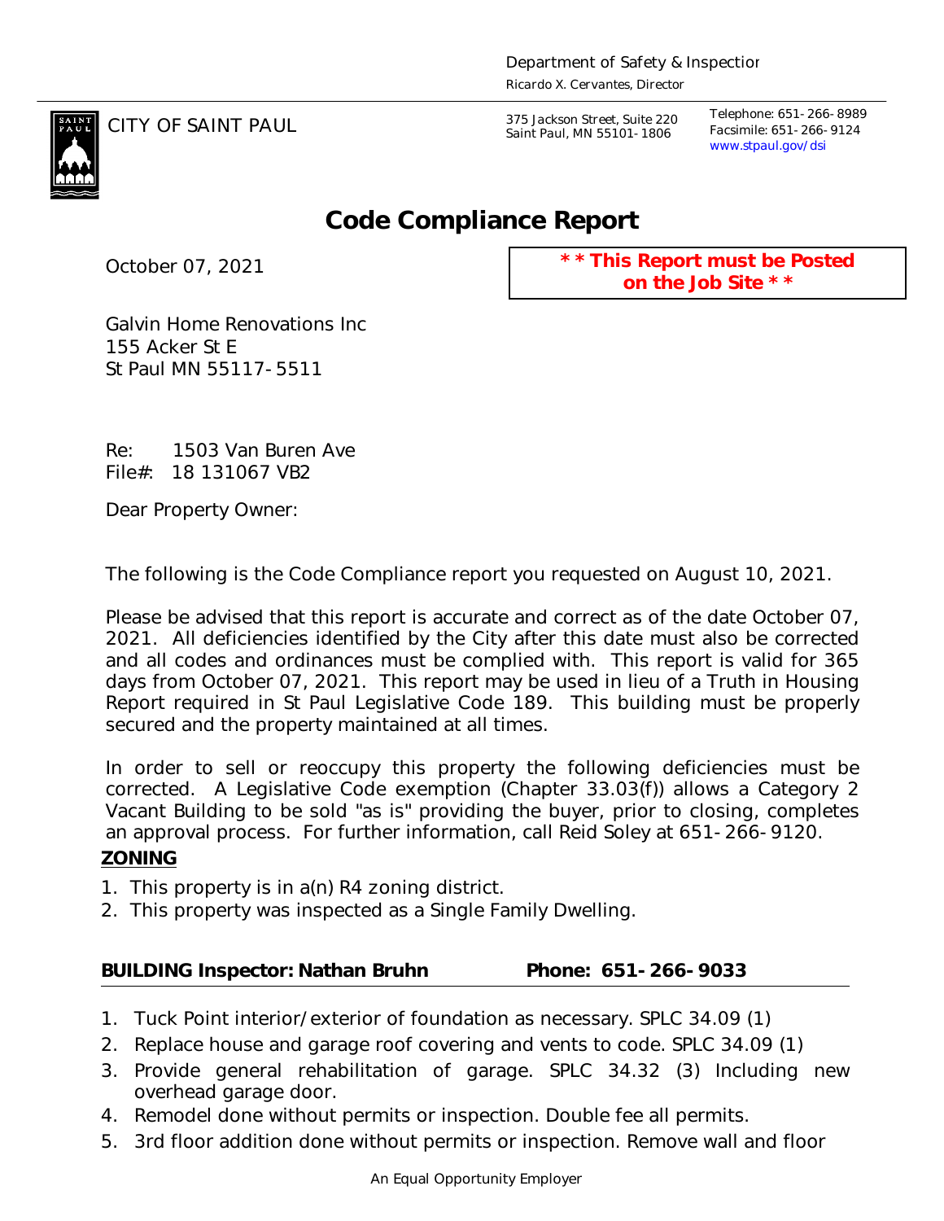Department of Safety & Inspectior
Ricardo X. Cervantes, Director

CITY OF SAINT PAUL

375 Jackson Street, Suite 220
Saint Paul, MN 55101-1806

Telephone: 651-266-8989
Facsimile: 651-266-9124
www.stpaul.gov/dsi

# Code Compliance Report

October 07, 2021

**\*\* This Report must be Posted on the Job Site \*\***

Galvin Home Renovations Inc
155 Acker St E
St Paul MN 55117-5511

Re: 1503 Van Buren Ave
File#: 18 131067 VB2

Dear Property Owner:

The following is the Code Compliance report you requested on August 10, 2021.

Please be advised that this report is accurate and correct as of the date October 07, 2021. All deficiencies identified by the City after this date must also be corrected and all codes and ordinances must be complied with. This report is valid for 365 days from October 07, 2021. This report may be used in lieu of a Truth in Housing Report required in St Paul Legislative Code 189. This building must be properly secured and the property maintained at all times.

In order to sell or reoccupy this property the following deficiencies must be corrected. A Legislative Code exemption (Chapter 33.03(f)) allows a Category 2 Vacant Building to be sold "as is" providing the buyer, prior to closing, completes an approval process. For further information, call Reid Soley at 651-266-9120.

**ZONING**

1. This property is in a(n) R4 zoning district.
2. This property was inspected as a Single Family Dwelling.

**BUILDING Inspector: Nathan Bruhn Phone: 651-266-9033**

1. Tuck Point interior/exterior of foundation as necessary. SPLC 34.09 (1)
2. Replace house and garage roof covering and vents to code. SPLC 34.09 (1)
3. Provide general rehabilitation of garage. SPLC 34.32 (3) Including new overhead garage door.
4. Remodel done without permits or inspection. Double fee all permits.
5. 3rd floor addition done without permits or inspection. Remove wall and floor

An Equal Opportunity Employer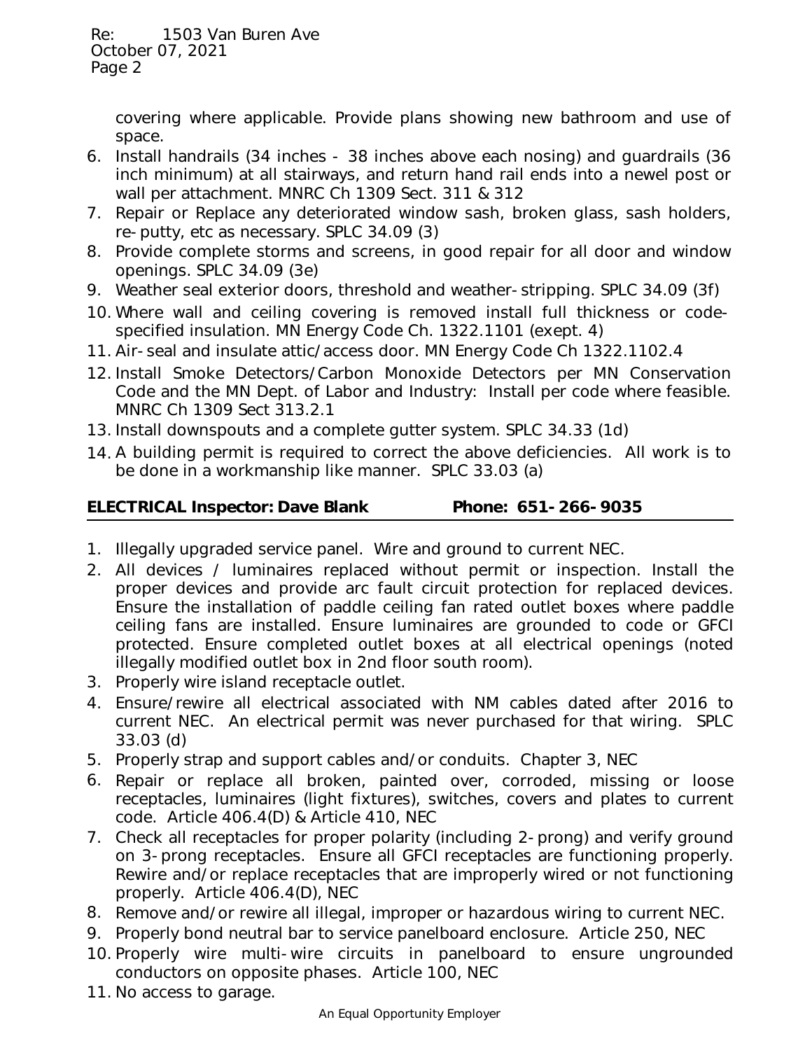covering where applicable. Provide plans showing new bathroom and use of space.

6. Install handrails (34 inches - 38 inches above each nosing) and guardrails (36 inch minimum) at all stairways, and return hand rail ends into a newel post or wall per attachment. MNRC Ch 1309 Sect. 311 & 312
7. Repair or Replace any deteriorated window sash, broken glass, sash holders, re-putty, etc as necessary. SPLC 34.09 (3)
8. Provide complete storms and screens, in good repair for all door and window openings. SPLC 34.09 (3e)
9. Weather seal exterior doors, threshold and weather-stripping. SPLC 34.09 (3f)
10. Where wall and ceiling covering is removed install full thickness or code-specified insulation. MN Energy Code Ch. 1322.1101 (exept. 4)
11. Air-seal and insulate attic/access door. MN Energy Code Ch 1322.1102.4
12. Install Smoke Detectors/Carbon Monoxide Detectors per MN Conservation Code and the MN Dept. of Labor and Industry: Install per code where feasible. MNRC Ch 1309 Sect 313.2.1
13. Install downspouts and a complete gutter system. SPLC 34.33 (1d)
14. A building permit is required to correct the above deficiencies. All work is to be done in a workmanship like manner. SPLC 33.03 (a)

**ELECTRICAL Inspector: Dave Blank Phone: 651-266-9035**

1. Illegally upgraded service panel. Wire and ground to current NEC.
2. All devices / luminaires replaced without permit or inspection. Install the proper devices and provide arc fault circuit protection for replaced devices. Ensure the installation of paddle ceiling fan rated outlet boxes where paddle ceiling fans are installed. Ensure luminaires are grounded to code or GFCI protected. Ensure completed outlet boxes at all electrical openings (noted illegally modified outlet box in 2nd floor south room).
3. Properly wire island receptacle outlet.
4. Ensure/rewire all electrical associated with NM cables dated after 2016 to current NEC. An electrical permit was never purchased for that wiring. SPLC 33.03 (d)
5. Properly strap and support cables and/or conduits. Chapter 3, NEC
6. Repair or replace all broken, painted over, corroded, missing or loose receptacles, luminaires (light fixtures), switches, covers and plates to current code. Article 406.4(D) & Article 410, NEC
7. Check all receptacles for proper polarity (including 2-prong) and verify ground on 3-prong receptacles. Ensure all GFCI receptacles are functioning properly. Rewire and/or replace receptacles that are improperly wired or not functioning properly. Article 406.4(D), NEC
8. Remove and/or rewire all illegal, improper or hazardous wiring to current NEC.
9. Properly bond neutral bar to service panelboard enclosure. Article 250, NEC
10. Properly wire multi-wire circuits in panelboard to ensure ungrounded conductors on opposite phases. Article 100, NEC
11. No access to garage.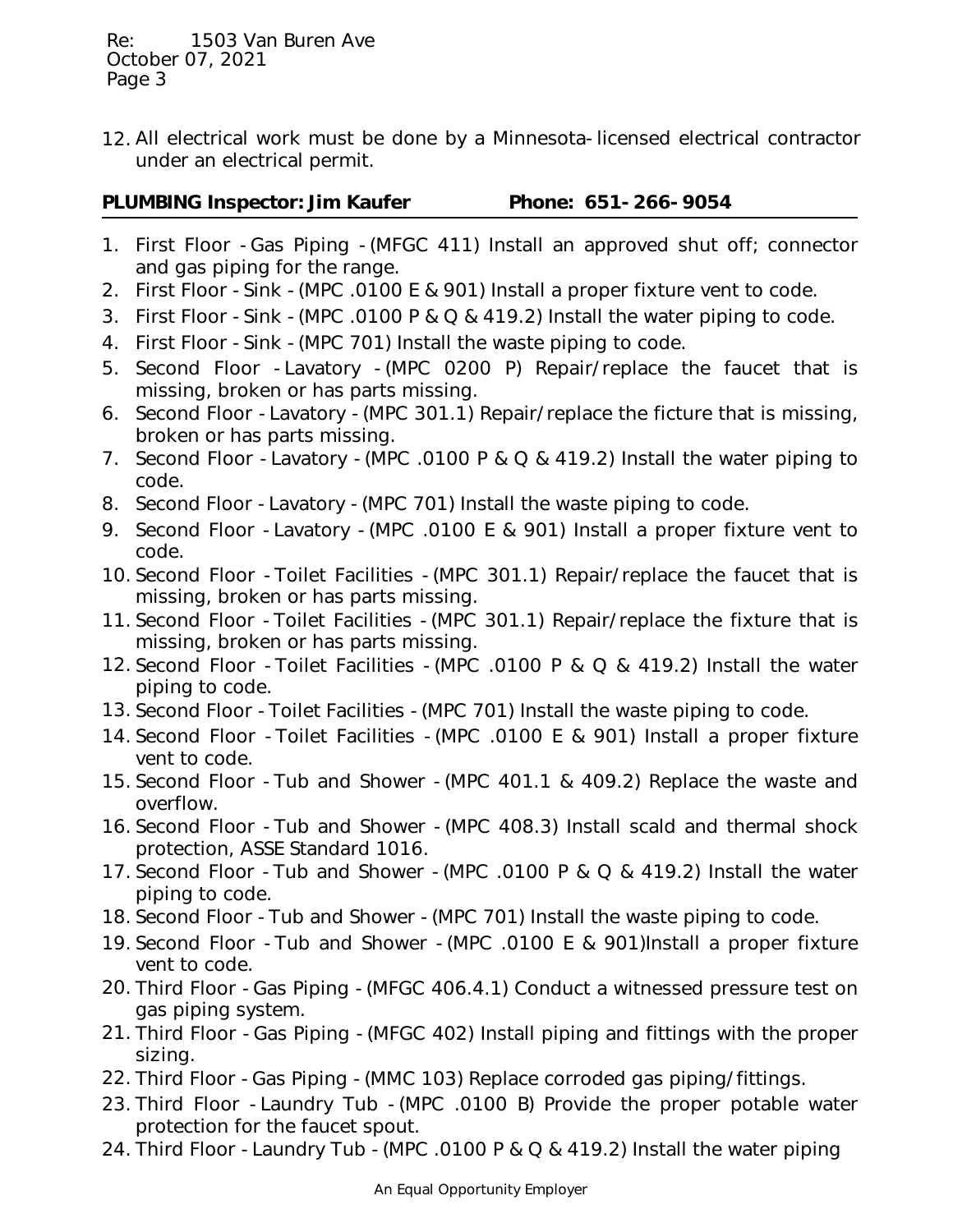12. All electrical work must be done by a Minnesota-licensed electrical contractor under an electrical permit.

**PLUMBING Inspector: Jim Kaufer Phone: 651-266-9054**

1. First Floor - Gas Piping - (MFGC 411) Install an approved shut off; connector and gas piping for the range.
2. First Floor - Sink - (MPC .0100 E & 901) Install a proper fixture vent to code.
3. First Floor - Sink - (MPC .0100 P & Q & 419.2) Install the water piping to code.
4. First Floor - Sink - (MPC 701) Install the waste piping to code.
5. Second Floor - Lavatory - (MPC 0200 P) Repair/replace the faucet that is missing, broken or has parts missing.
6. Second Floor - Lavatory - (MPC 301.1) Repair/replace the ficture that is missing, broken or has parts missing.
7. Second Floor - Lavatory - (MPC .0100 P & Q & 419.2) Install the water piping to code.
8. Second Floor - Lavatory - (MPC 701) Install the waste piping to code.
9. Second Floor - Lavatory - (MPC .0100 E & 901) Install a proper fixture vent to code.
10. Second Floor - Toilet Facilities - (MPC 301.1) Repair/replace the faucet that is missing, broken or has parts missing.
11. Second Floor - Toilet Facilities - (MPC 301.1) Repair/replace the fixture that is missing, broken or has parts missing.
12. Second Floor - Toilet Facilities - (MPC .0100 P & Q & 419.2) Install the water piping to code.
13. Second Floor - Toilet Facilities - (MPC 701) Install the waste piping to code.
14. Second Floor - Toilet Facilities - (MPC .0100 E & 901) Install a proper fixture vent to code.
15. Second Floor - Tub and Shower - (MPC 401.1 & 409.2) Replace the waste and overflow.
16. Second Floor - Tub and Shower - (MPC 408.3) Install scald and thermal shock protection, ASSE Standard 1016.
17. Second Floor - Tub and Shower - (MPC .0100 P & Q & 419.2) Install the water piping to code.
18. Second Floor - Tub and Shower - (MPC 701) Install the waste piping to code.
19. Second Floor - Tub and Shower - (MPC .0100 E & 901)Install a proper fixture vent to code.
20. Third Floor - Gas Piping - (MFGC 406.4.1) Conduct a witnessed pressure test on gas piping system.
21. Third Floor - Gas Piping - (MFGC 402) Install piping and fittings with the proper sizing.
22. Third Floor - Gas Piping - (MMC 103) Replace corroded gas piping/fittings.
23. Third Floor - Laundry Tub - (MPC .0100 B) Provide the proper potable water protection for the faucet spout.
24. Third Floor - Laundry Tub - (MPC .0100 P & Q & 419.2) Install the water piping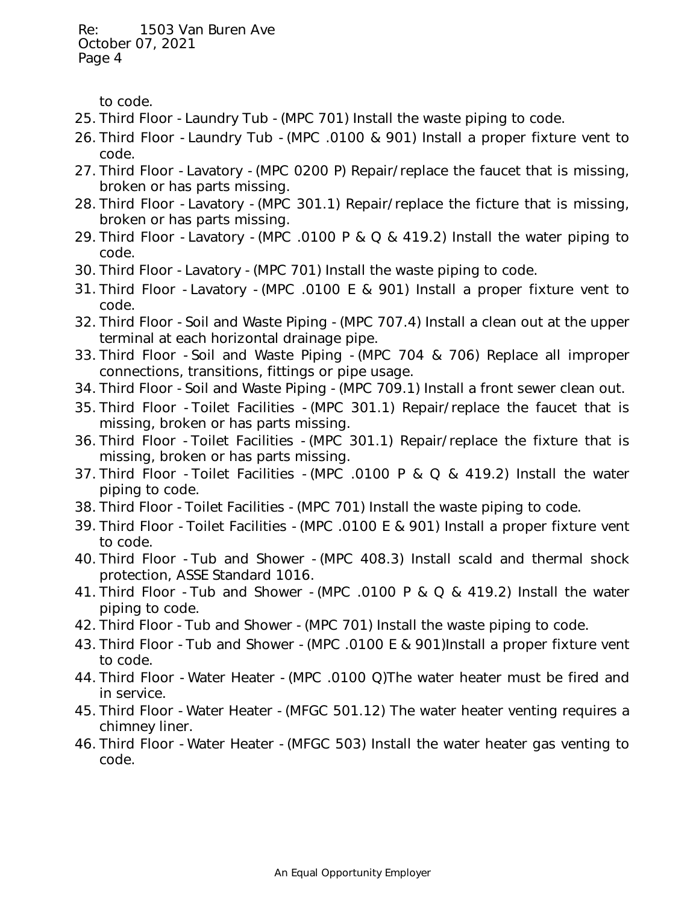to code.

25. Third Floor - Laundry Tub - (MPC 701) Install the waste piping to code.
26. Third Floor - Laundry Tub - (MPC .0100 & 901) Install a proper fixture vent to code.
27. Third Floor - Lavatory - (MPC 0200 P) Repair/replace the faucet that is missing, broken or has parts missing.
28. Third Floor - Lavatory - (MPC 301.1) Repair/replace the ficture that is missing, broken or has parts missing.
29. Third Floor - Lavatory - (MPC .0100 P & Q & 419.2) Install the water piping to code.
30. Third Floor - Lavatory - (MPC 701) Install the waste piping to code.
31. Third Floor - Lavatory - (MPC .0100 E & 901) Install a proper fixture vent to code.
32. Third Floor - Soil and Waste Piping - (MPC 707.4) Install a clean out at the upper terminal at each horizontal drainage pipe.
33. Third Floor - Soil and Waste Piping - (MPC 704 & 706) Replace all improper connections, transitions, fittings or pipe usage.
34. Third Floor - Soil and Waste Piping - (MPC 709.1) Install a front sewer clean out.
35. Third Floor - Toilet Facilities - (MPC 301.1) Repair/replace the faucet that is missing, broken or has parts missing.
36. Third Floor - Toilet Facilities - (MPC 301.1) Repair/replace the fixture that is missing, broken or has parts missing.
37. Third Floor - Toilet Facilities - (MPC .0100 P & Q & 419.2) Install the water piping to code.
38. Third Floor - Toilet Facilities - (MPC 701) Install the waste piping to code.
39. Third Floor - Toilet Facilities - (MPC .0100 E & 901) Install a proper fixture vent to code.
40. Third Floor - Tub and Shower - (MPC 408.3) Install scald and thermal shock protection, ASSE Standard 1016.
41. Third Floor - Tub and Shower - (MPC .0100 P & Q & 419.2) Install the water piping to code.
42. Third Floor - Tub and Shower - (MPC 701) Install the waste piping to code.
43. Third Floor - Tub and Shower - (MPC .0100 E & 901)Install a proper fixture vent to code.
44. Third Floor - Water Heater - (MPC .0100 Q)The water heater must be fired and in service.
45. Third Floor - Water Heater - (MFGC 501.12) The water heater venting requires a chimney liner.
46. Third Floor - Water Heater - (MFGC 503) Install the water heater gas venting to code.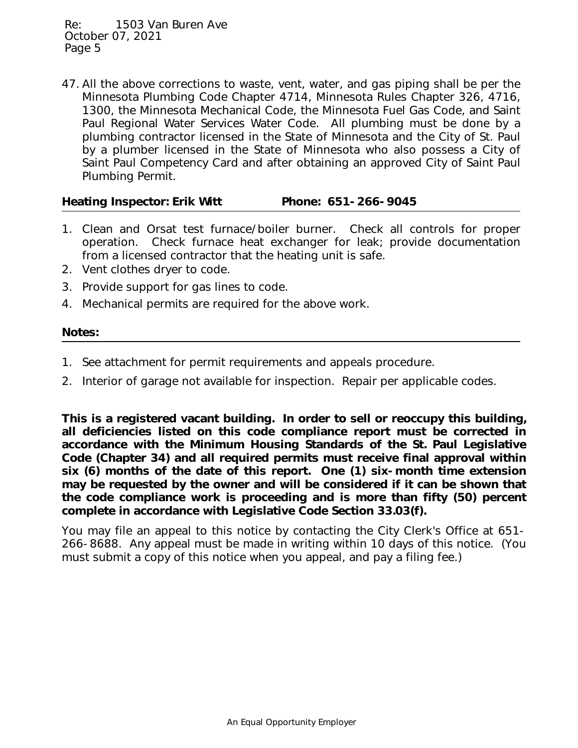47. All the above corrections to waste, vent, water, and gas piping shall be per the Minnesota Plumbing Code Chapter 4714, Minnesota Rules Chapter 326, 4716, 1300, the Minnesota Mechanical Code, the Minnesota Fuel Gas Code, and Saint Paul Regional Water Services Water Code. All plumbing must be done by a plumbing contractor licensed in the State of Minnesota and the City of St. Paul by a plumber licensed in the State of Minnesota who also possess a City of Saint Paul Competency Card and after obtaining an approved City of Saint Paul Plumbing Permit.

**Heating Inspector: Erik Witt Phone: 651-266-9045**

1. Clean and Orsat test furnace/boiler burner. Check all controls for proper operation. Check furnace heat exchanger for leak; provide documentation from a licensed contractor that the heating unit is safe.
2. Vent clothes dryer to code.
3. Provide support for gas lines to code.
4. Mechanical permits are required for the above work.

**Notes:**

1. See attachment for permit requirements and appeals procedure.
2. Interior of garage not available for inspection. Repair per applicable codes.

**This is a registered vacant building. In order to sell or reoccupy this building, all deficiencies listed on this code compliance report must be corrected in accordance with the Minimum Housing Standards of the St. Paul Legislative Code (Chapter 34) and all required permits must receive final approval within six (6) months of the date of this report. One (1) six-month time extension may be requested by the owner and will be considered if it can be shown that the code compliance work is proceeding and is more than fifty (50) percent complete in accordance with Legislative Code Section 33.03(f).**

You may file an appeal to this notice by contacting the City Clerk's Office at 651-266-8688. Any appeal must be made in writing within 10 days of this notice. (You must submit a copy of this notice when you appeal, and pay a filing fee.)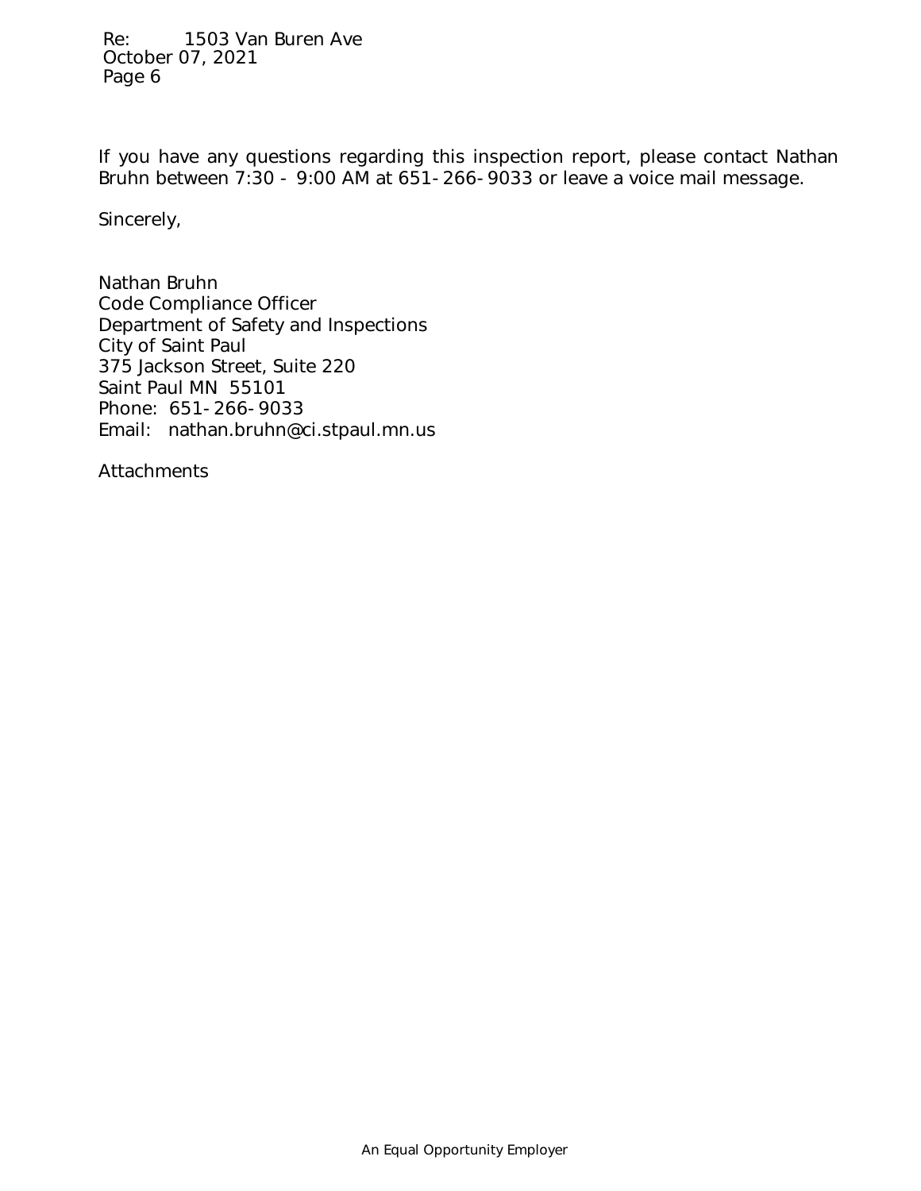If you have any questions regarding this inspection report, please contact Nathan Bruhn between 7:30 - 9:00 AM at 651-266-9033 or leave a voice mail message.

Sincerely,

Nathan Bruhn
Code Compliance Officer
Department of Safety and Inspections
City of Saint Paul
375 Jackson Street, Suite 220
Saint Paul MN 55101
Phone: 651-266-9033
Email: nathan.bruhn@ci.stpaul.mn.us

Attachments